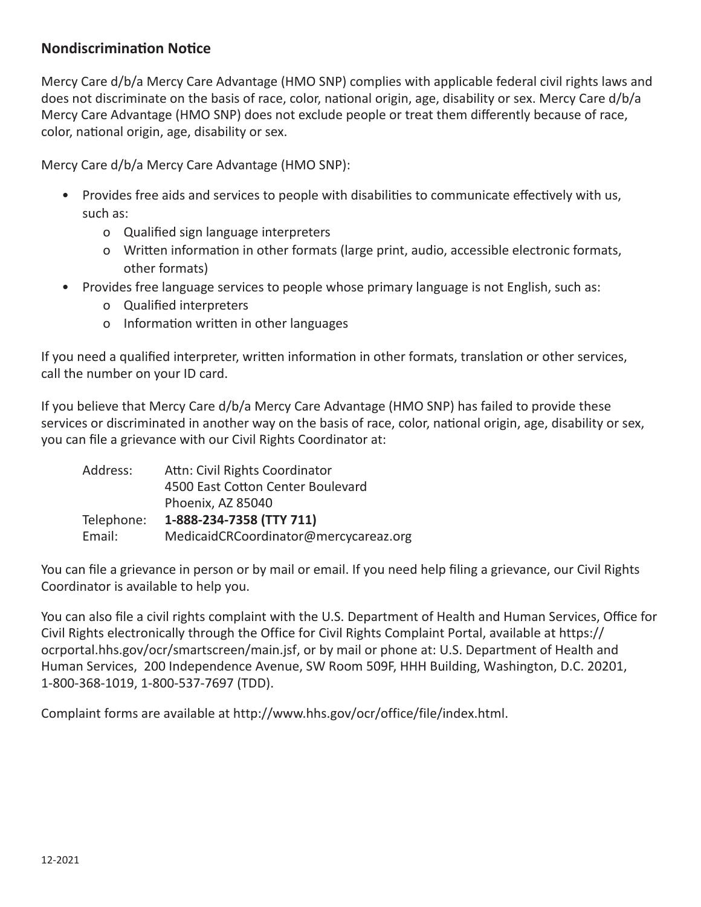## Nondiscrimination Notice

Mercy Care d/b/a Mercy Care Advantage (HMO SNP) complies with applicable federal civil rights laws and does not discriminate on the basis of race, color, national origin, age, disability or sex. Mercy Care d/b/a Mercy Care Advantage (HMO SNP) does not exclude people or treat them differently because of race, color, national origin, age, disability or sex.

Mercy Care d/b/a Mercy Care Advantage (HMO SNP):

- Provides free aids and services to people with disabilities to communicate effectively with us, such as:
  - Qualified sign language interpreters
  - Written information in other formats (large print, audio, accessible electronic formats, other formats)
- Provides free language services to people whose primary language is not English, such as:
  - Qualified interpreters
  - Information written in other languages

If you need a qualified interpreter, written information in other formats, translation or other services, call the number on your ID card.

If you believe that Mercy Care d/b/a Mercy Care Advantage (HMO SNP) has failed to provide these services or discriminated in another way on the basis of race, color, national origin, age, disability or sex, you can file a grievance with our Civil Rights Coordinator at:

Address: Attn: Civil Rights Coordinator
4500 East Cotton Center Boulevard
Phoenix, AZ 85040
Telephone: **1-888-234-7358 (TTY 711)**
Email: MedicaidCRCoordinator@mercycareaz.org

You can file a grievance in person or by mail or email. If you need help filing a grievance, our Civil Rights Coordinator is available to help you.

You can also file a civil rights complaint with the U.S. Department of Health and Human Services, Office for Civil Rights electronically through the Office for Civil Rights Complaint Portal, available at https://ocrportal.hhs.gov/ocr/smartscreen/main.jsf, or by mail or phone at: U.S. Department of Health and Human Services, 200 Independence Avenue, SW Room 509F, HHH Building, Washington, D.C. 20201, 1-800-368-1019, 1-800-537-7697 (TDD).

Complaint forms are available at http://www.hhs.gov/ocr/office/file/index.html.

12-2021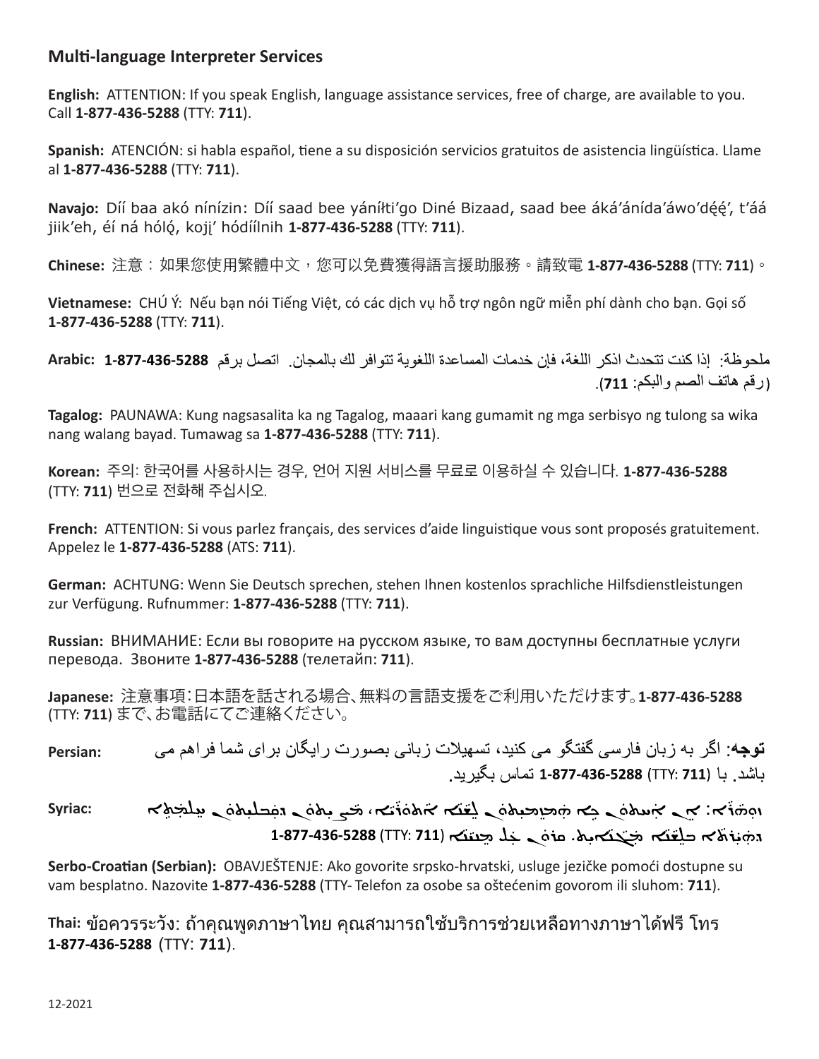## Multi-language Interpreter Services

**English:** ATTENTION: If you speak English, language assistance services, free of charge, are available to you. Call **1-877-436-5288** (TTY: **711**).

**Spanish:** ATENCIÓN: si habla español, tiene a su disposición servicios gratuitos de asistencia lingüística. Llame al **1-877-436-5288** (TTY: **711**).

**Navajo:** Díí baa akó nínízin: Díí saad bee yáníłti'go Diné Bizaad, saad bee áká'ánída'áwo'dę́ę́', t'áá jiik'eh, éí ná hólǫ́, kojį' hódíílnih **1-877-436-5288** (TTY: **711**).

**Chinese:** 注意：如果您使用繁體中文，您可以免費獲得語言援助服務。請致電 **1-877-436-5288** (TTY: **711**)。

**Vietnamese:** CHÚ Ý: Nếu bạn nói Tiếng Việt, có các dịch vụ hỗ trợ ngôn ngữ miễn phí dành cho bạn. Gọi số **1-877-436-5288** (TTY: **711**).

**Arabic:** ملحوظة: إذا كنت تتحدث اذكر اللغة، فإن خدمات المساعدة اللغوية تتوافر لك بالمجان. اتصل برقم **1-877-436-5288** (رقم هاتف الصم والبكم: **711**).

**Tagalog:** PAUNAWA: Kung nagsasalita ka ng Tagalog, maaari kang gumamit ng mga serbisyo ng tulong sa wika nang walang bayad. Tumawag sa **1-877-436-5288** (TTY: **711**).

**Korean:** 주의: 한국어를 사용하시는 경우, 언어 지원 서비스를 무료로 이용하실 수 있습니다. **1-877-436-5288** (TTY: **711**) 번으로 전화해 주십시오.

**French:** ATTENTION: Si vous parlez français, des services d'aide linguistique vous sont proposés gratuitement. Appelez le **1-877-436-5288** (ATS: **711**).

**German:** ACHTUNG: Wenn Sie Deutsch sprechen, stehen Ihnen kostenlos sprachliche Hilfsdienstleistungen zur Verfügung. Rufnummer: **1-877-436-5288** (TTY: **711**).

**Russian:** ВНИМАНИЕ: Если вы говорите на русском языке, то вам доступны бесплатные услуги перевода. Звоните **1-877-436-5288** (телетайп: **711**).

**Japanese:** 注意事項：日本語を話される場合、無料の言語支援をご利用いただけます。**1-877-436-5288** (TTY: **711**) まで、お電話にてご連絡ください。

**Persian:** **توجه:** اگر به زبان فارسی گفتگو می کنید، تسهیلات زبانی بصورت رایگان برای شما فراهم می باشد. با (TTY: **711**) **1-877-436-5288** تماس بگیرید.

**Syriac:** ܙܘܗܪܐ: ܐܢ ܐܢܬܘܢ ܟܐ ܡܫܬܥܠܝܬܘܢ ܠܫܢܐ ܐܬܘܪܝܐ، ܟܐ ܐܝܬܠܘܟܘܢ ܡܬܠܒܝܢܘܬܐ ܕܥܘܕܪܢܐ ܒܠܫܢܐ ܡܓܢܢܐܝܬ. ܩܪܘ ܥܠ ܡܢܝܢܐ (TTY: **711**) **1-877-436-5288**

**Serbo-Croatian (Serbian):** OBAVJEŠTENJE: Ako govorite srpsko-hrvatski, usluge jezičke pomoći dostupne su vam besplatno. Nazovite **1-877-436-5288** (TTY- Telefon za osobe sa oštećenim govorom ili sluhom: **711**).

**Thai:** ข้อควรระวัง: ถ้าคุณพูดภาษาไทย คุณสามารถใช้บริการช่วยเหลือทางภาษาได้ฟรี โทร **1-877-436-5288** (TTY: **711**).

12-2021